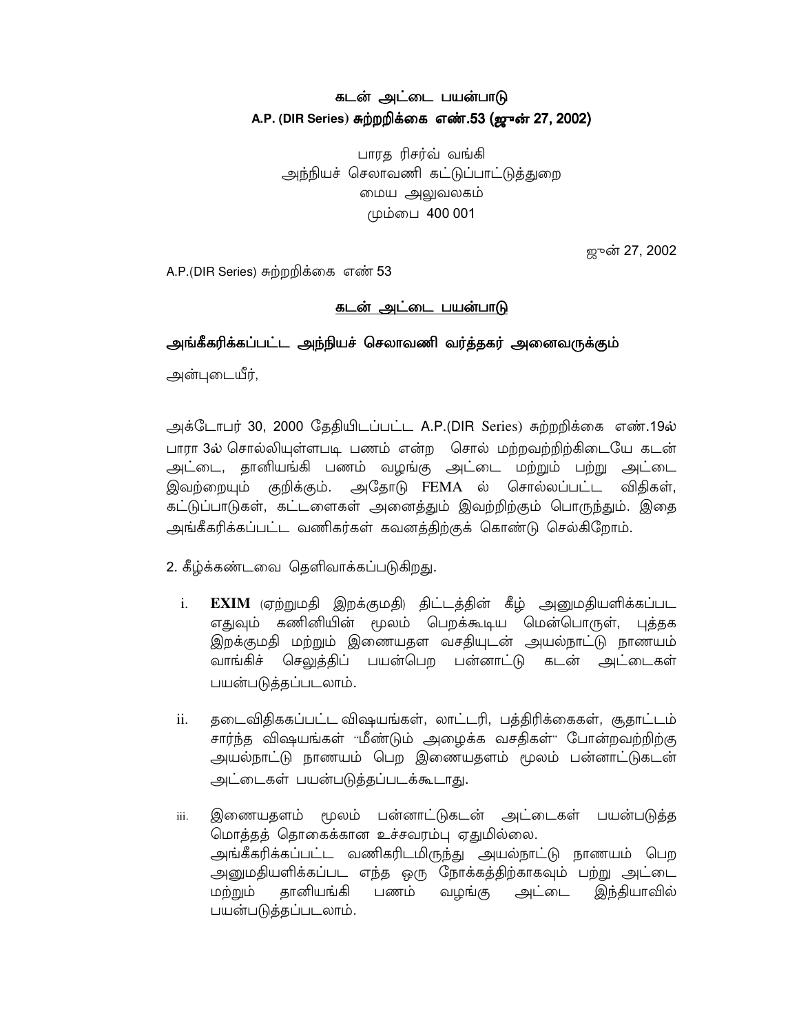# கடன் அட்டை பயன்பாடு

## A.P. (DIR Series) சுற்றறிக்கை எண்.53 (ஜுன் 27, 2002)

பாரத ரிசர்வ் வங்கி
அந்நியச் செலாவணி கட்டுப்பாட்டுத்துறை
மைய அலுவலகம்
மும்பை 400 001

ஜுன் 27, 2002

A.P.(DIR Series) சுற்றறிக்கை எண் 53

**கடன் அட்டை பயன்பாடு**

**அங்கீகரிக்கப்பட்ட அந்நியச் செலாவணி வர்த்தகர் அனைவருக்கும்**

அன்புடையீர்,

அக்டோபர் 30, 2000 தேதியிடப்பட்ட A.P.(DIR Series) சுற்றறிக்கை எண்.19ல் பாரா 3ல் சொல்லியுள்ளபடி பணம் என்ற சொல் மற்றவற்றிற்கிடையே கடன் அட்டை, தானியங்கி பணம் வழங்கு அட்டை மற்றும் பற்று அட்டை இவற்றையும் குறிக்கும். அதோடு FEMA ல் சொல்லப்பட்ட விதிகள், கட்டுப்பாடுகள், கட்டளைகள் அனைத்தும் இவற்றிற்கும் பொருந்தும். இதை அங்கீகரிக்கப்பட்ட வணிகர்கள் கவனத்திற்குக் கொண்டு செல்கிறோம்.

2. கீழ்க்கண்டவை தெளிவாக்கப்படுகிறது.

i. **EXIM** (ஏற்றுமதி இறக்குமதி) திட்டத்தின் கீழ் அனுமதியளிக்கப்பட எதுவும் கணினியின் மூலம் பெறக்கூடிய மென்பொருள், புத்தக இறக்குமதி மற்றும் இணையதள வசதியுடன் அயல்நாட்டு நாணயம் வாங்கிச் செலுத்திப் பயன்பெற பன்னாட்டு கடன் அட்டைகள் பயன்படுத்தப்படலாம்.

ii. தடைவிதிககப்பட்ட விஷயங்கள், லாட்டரி, பத்திரிக்கைகள், சூதாட்டம் சார்ந்த விஷயங்கள் "மீண்டும் அழைக்க வசதிகள்" போன்றவற்றிற்கு அயல்நாட்டு நாணயம் பெற இணையதளம் மூலம் பன்னாட்டுகடன் அட்டைகள் பயன்படுத்தப்படக்கூடாது.

iii. இணையதளம் மூலம் பன்னாட்டுகடன் அட்டைகள் பயன்படுத்த மொத்தத் தொகைக்கான உச்சவரம்பு ஏதுமில்லை.
அங்கீகரிக்கப்பட்ட வணிகரிடமிருந்து அயல்நாட்டு நாணயம் பெற அனுமதியளிக்கப்பட எந்த ஒரு நோக்கத்திற்காகவும் பற்று அட்டை மற்றும் தானியங்கி பணம் வழங்கு அட்டை இந்தியாவில் பயன்படுத்தப்படலாம்.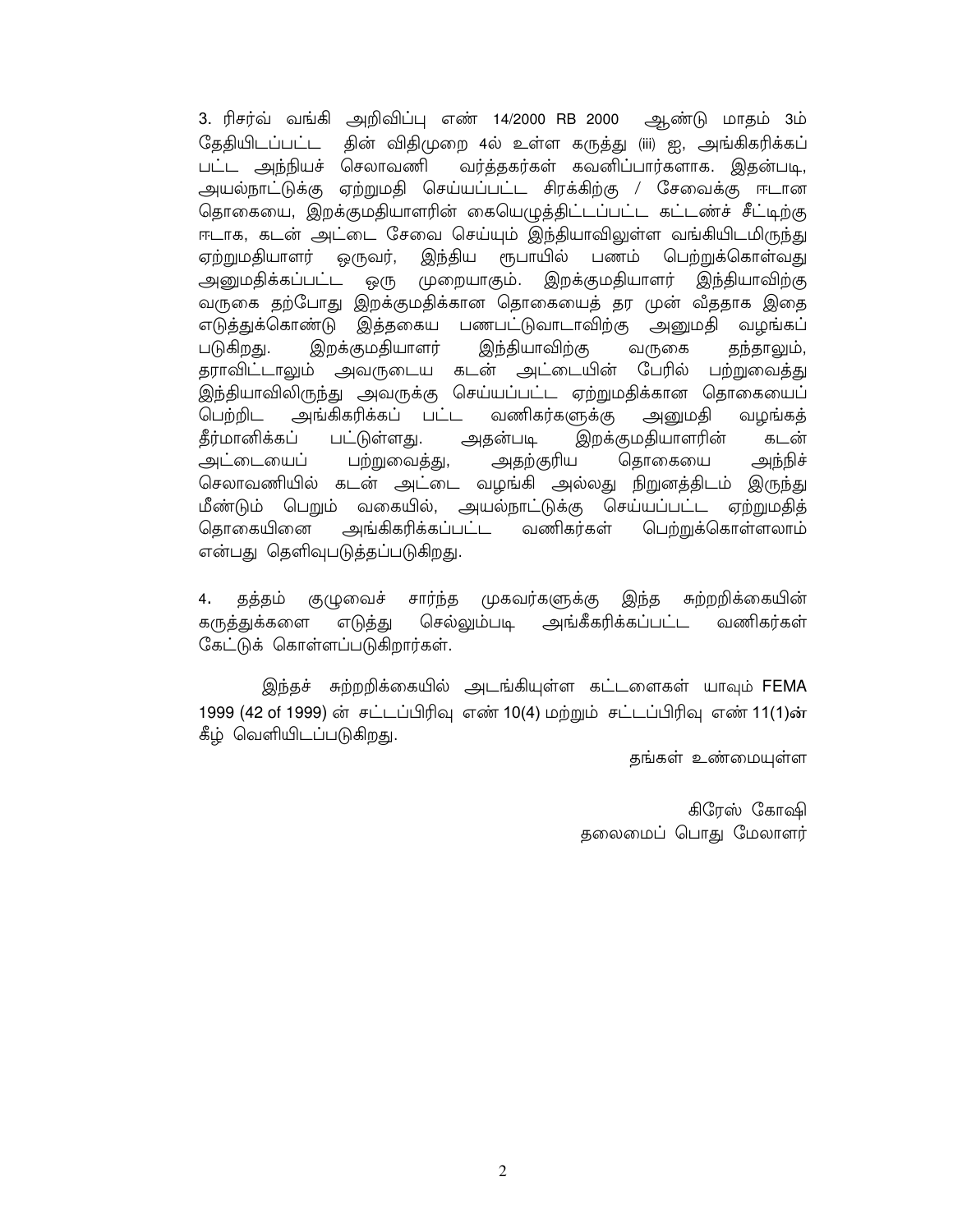3. ரிசர்வ் வங்கி அறிவிப்பு எண் 14/2000 RB 2000 ஆண்டு மாதம் 3ம் தேதியிடப்பட்ட தின் விதிமுறை 4ல் உள்ள கருத்து (iii) ஐ, அங்கிகரிக்கப் பட்ட அந்நியச் செலாவணி வர்த்தகர்கள் கவனிப்பார்களாக. இதன்படி, அயல்நாட்டுக்கு ஏற்றுமதி செய்யப்பட்ட சிரக்கிற்கு / சேவைக்கு ஈடான தொகையை, இறக்குமதியாளரின் கையெழுத்திட்டப்பட்ட கட்டணச் சீட்டிற்கு ஈடாக, கடன் அட்டை சேவை செய்யும் இந்தியாவிலுள்ள வங்கியிடமிருந்து ஏற்றுமதியாளர் ஒருவர், இந்திய ரூபாயில் பணம் பெற்றுக்கொள்வது அனுமதிக்கப்பட்ட ஒரு முறையாகும். இறக்குமதியாளர் இந்தியாவிற்கு வருகை தற்போது இறக்குமதிக்கான தொகையைத் தர முன் வ்ததாக இதை எடுத்துக்கொண்டு இத்தகைய பணபட்டுவாடாவிற்கு அனுமதி வழங்கப் படுகிறது. இறக்குமதியாளர் இந்தியாவிற்கு வருகை தந்தாலும், தராவிட்டாலும் அவருடைய கடன் அட்டையின் பேரில் பற்றுவைத்து இந்தியாவிலிருந்து அவருக்கு செய்யப்பட்ட ஏற்றுமதிக்கான தொகையைப் பெற்றிட அங்கிகரிக்கப் பட்ட வணிகர்களுக்கு அனுமதி வழங்கத் தீர்மானிக்கப் பட்டுள்ளது. அதன்படி இறக்குமதியாளரின் கடன் அட்டையைப் பற்றுவைத்து, அதற்குரிய தொகையை அந்நிச் செலாவணியில் கடன் அட்டை வழங்கி அல்லது நிறுனத்திடம் இருந்து மீண்டும் பெறும் வகையில், அயல்நாட்டுக்கு செய்யப்பட்ட ஏற்றுமதித் தொகையினை அங்கிகரிக்கப்பட்ட வணிகர்கள் பெற்றுக்கொள்ளலாம் என்பது தெளிவுபடுத்தப்படுகிறது.

4. தத்தம் குழுவைச் சார்ந்த முகவர்களுக்கு இந்த சுற்றறிக்கையின் கருத்துக்களை எடுத்து செல்லும்படி அங்கீகரிக்கப்பட்ட வணிகர்கள் கேட்டுக் கொள்ளப்படுகிறார்கள்.

இந்தச் சுற்றறிக்கையில் அடங்கியுள்ள கட்டளைகள் யாவும் FEMA 1999 (42 of 1999) ன் சட்டப்பிரிவு எண் 10(4) மற்றும் சட்டப்பிரிவு எண் 11(1)ன் கீழ் வெளியிடப்படுகிறது.

தங்கள் உண்மையுள்ள

கிரேஸ் கோஷி
தலைமைப் பொது மேலாளர்